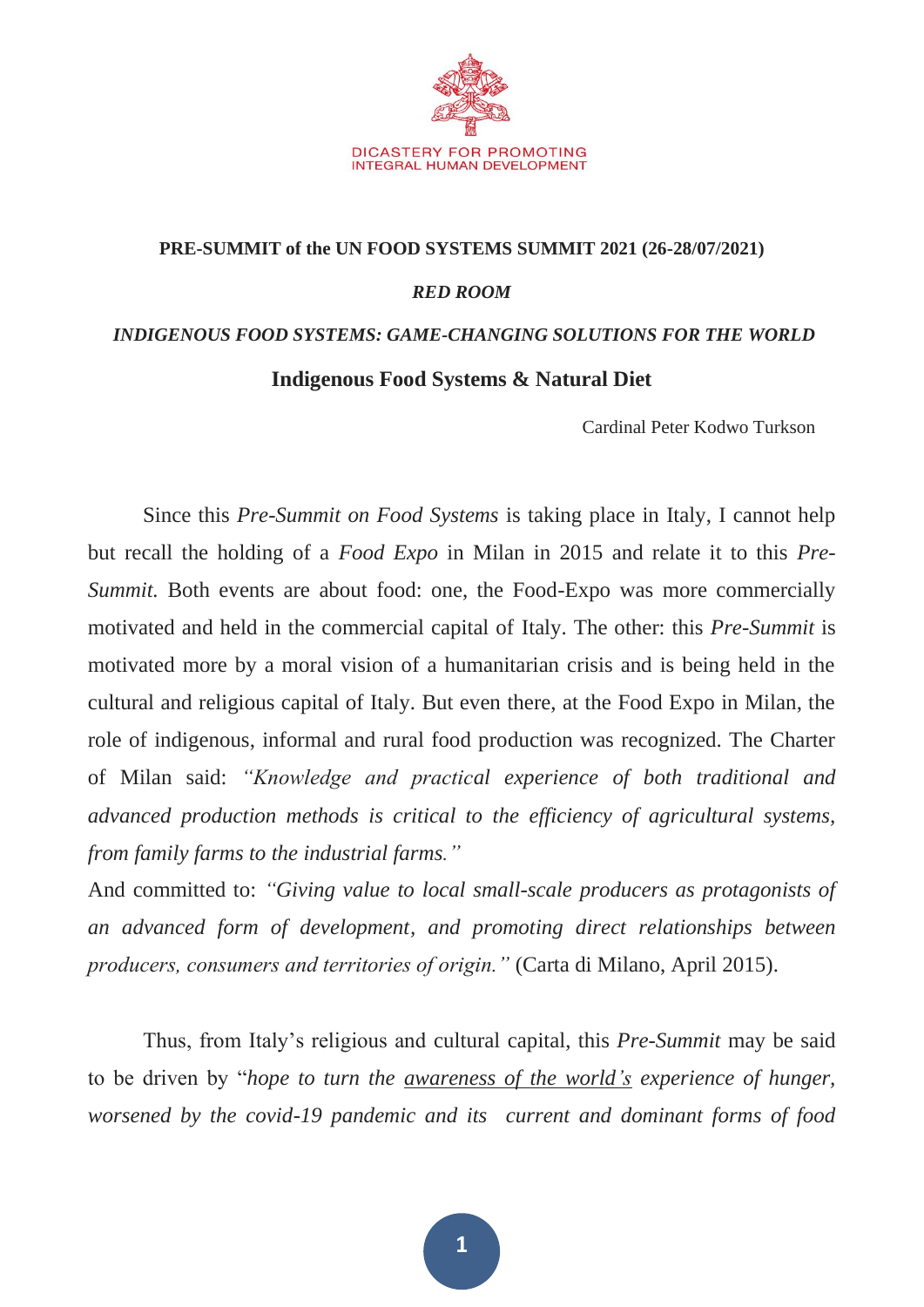DICASTERY FOR PROMOTING
INTEGRAL HUMAN DEVELOPMENT

**PRE-SUMMIT of the UN FOOD SYSTEMS SUMMIT 2021 (26-28/07/2021)**

***RED ROOM***

***INDIGENOUS FOOD SYSTEMS: GAME-CHANGING SOLUTIONS FOR THE WORLD***

## Indigenous Food Systems & Natural Diet

Cardinal Peter Kodwo Turkson

Since this *Pre-Summit on Food Systems* is taking place in Italy, I cannot help but recall the holding of a *Food Expo* in Milan in 2015 and relate it to this *Pre-Summit.* Both events are about food: one, the Food-Expo was more commercially motivated and held in the commercial capital of Italy. The other: this *Pre-Summit* is motivated more by a moral vision of a humanitarian crisis and is being held in the cultural and religious capital of Italy. But even there, at the Food Expo in Milan, the role of indigenous, informal and rural food production was recognized. The Charter of Milan said: *"Knowledge and practical experience of both traditional and advanced production methods is critical to the efficiency of agricultural systems, from family farms to the industrial farms."*
And committed to: *"Giving value to local small-scale producers as protagonists of an advanced form of development, and promoting direct relationships between producers, consumers and territories of origin."* (Carta di Milano, April 2015).

Thus, from Italy's religious and cultural capital, this *Pre-Summit* may be said to be driven by "*hope to turn the <u>awareness of the world's</u> experience of hunger, worsened by the covid-19 pandemic and its current and dominant forms of food*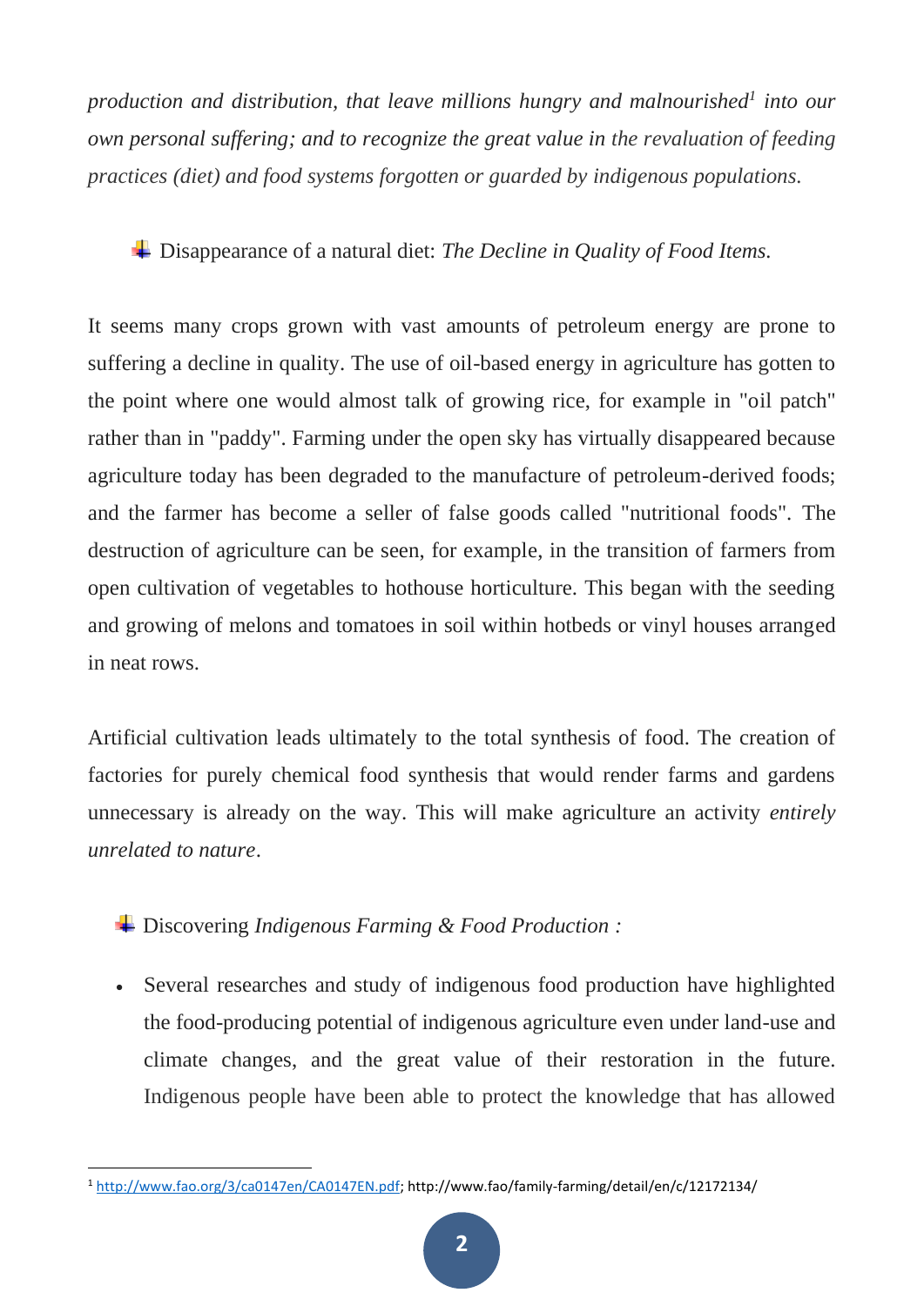*production and distribution, that leave millions hungry and malnourished*[1] *into our own personal suffering; and to recognize the great value in the revaluation of feeding practices (diet) and food systems forgotten or guarded by indigenous populations.*

- Disappearance of a natural diet: *The Decline in Quality of Food Items.*

It seems many crops grown with vast amounts of petroleum energy are prone to suffering a decline in quality. The use of oil-based energy in agriculture has gotten to the point where one would almost talk of growing rice, for example in "oil patch" rather than in "paddy". Farming under the open sky has virtually disappeared because agriculture today has been degraded to the manufacture of petroleum-derived foods; and the farmer has become a seller of false goods called "nutritional foods". The destruction of agriculture can be seen, for example, in the transition of farmers from open cultivation of vegetables to hothouse horticulture. This began with the seeding and growing of melons and tomatoes in soil within hotbeds or vinyl houses arranged in neat rows.

Artificial cultivation leads ultimately to the total synthesis of food. The creation of factories for purely chemical food synthesis that would render farms and gardens unnecessary is already on the way. This will make agriculture an activity *entirely unrelated to nature*.

- Discovering *Indigenous Farming & Food Production :*

- Several researches and study of indigenous food production have highlighted the food-producing potential of indigenous agriculture even under land-use and climate changes, and the great value of their restoration in the future. Indigenous people have been able to protect the knowledge that has allowed

[1] http://www.fao.org/3/ca0147en/CA0147EN.pdf; http://www.fao/family-farming/detail/en/c/12172134/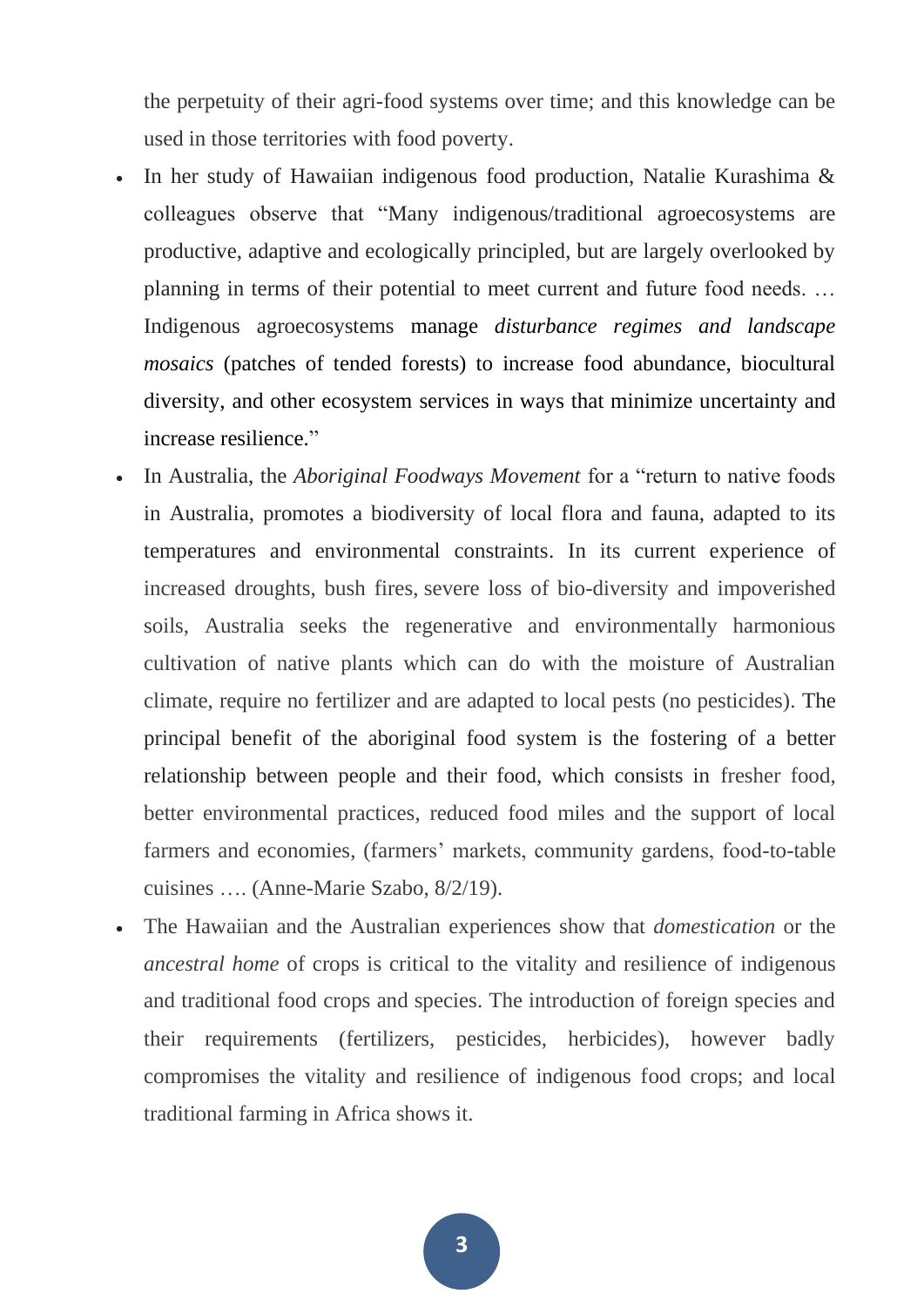the perpetuity of their agri-food systems over time; and this knowledge can be used in those territories with food poverty.

- In her study of Hawaiian indigenous food production, Natalie Kurashima & colleagues observe that "Many indigenous/traditional agroecosystems are productive, adaptive and ecologically principled, but are largely overlooked by planning in terms of their potential to meet current and future food needs. … Indigenous agroecosystems manage *disturbance regimes and landscape mosaics* (patches of tended forests) to increase food abundance, biocultural diversity, and other ecosystem services in ways that minimize uncertainty and increase resilience."
- In Australia, the *Aboriginal Foodways Movement* for a "return to native foods in Australia, promotes a biodiversity of local flora and fauna, adapted to its temperatures and environmental constraints. In its current experience of increased droughts, bush fires, severe loss of bio-diversity and impoverished soils, Australia seeks the regenerative and environmentally harmonious cultivation of native plants which can do with the moisture of Australian climate, require no fertilizer and are adapted to local pests (no pesticides). The principal benefit of the aboriginal food system is the fostering of a better relationship between people and their food, which consists in fresher food, better environmental practices, reduced food miles and the support of local farmers and economies, (farmers' markets, community gardens, food-to-table cuisines …. (Anne-Marie Szabo, 8/2/19).
- The Hawaiian and the Australian experiences show that *domestication* or the *ancestral home* of crops is critical to the vitality and resilience of indigenous and traditional food crops and species. The introduction of foreign species and their requirements (fertilizers, pesticides, herbicides), however badly compromises the vitality and resilience of indigenous food crops; and local traditional farming in Africa shows it.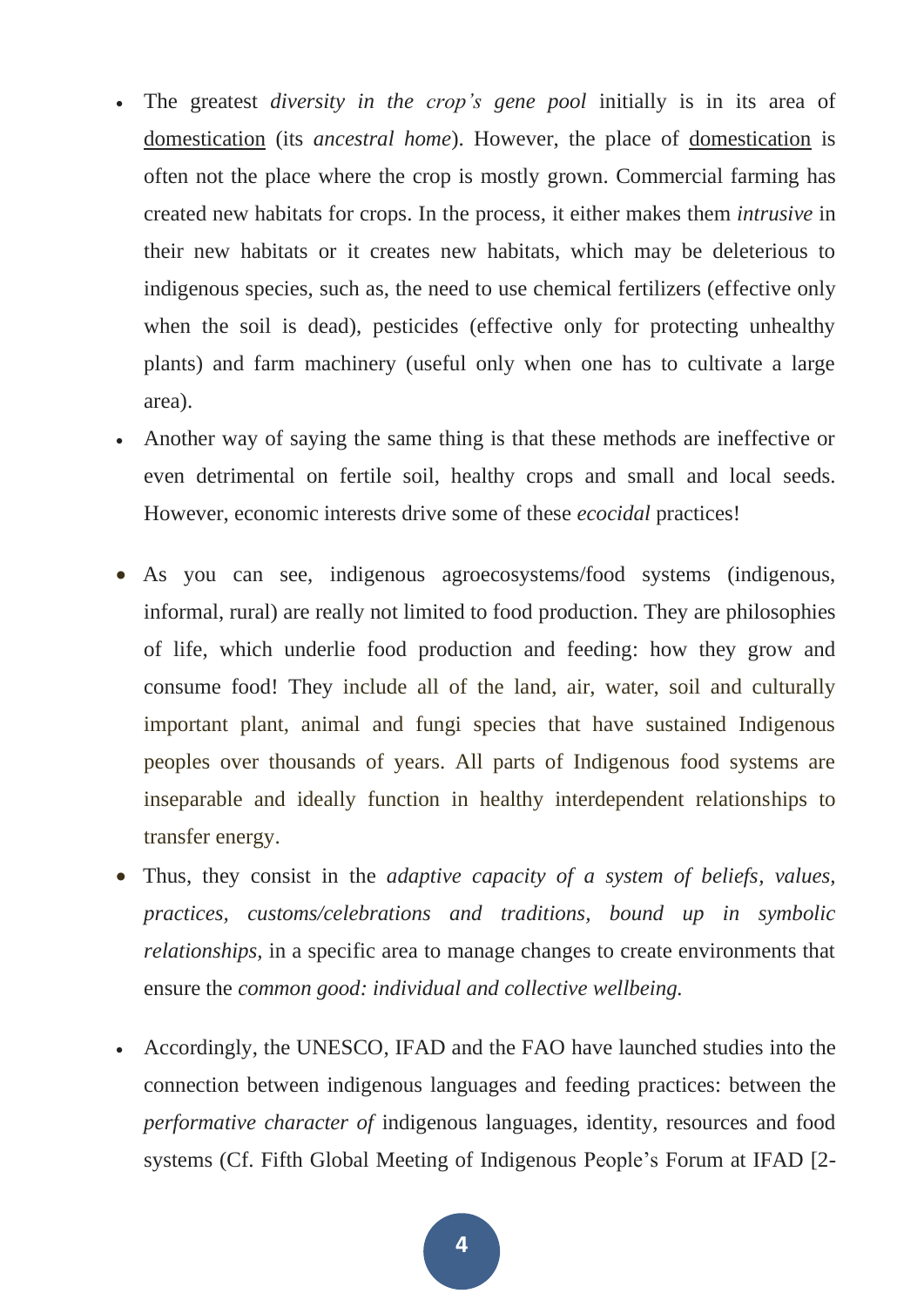- The greatest *diversity in the crop's gene pool* initially is in its area of domestication (its *ancestral home*). However, the place of domestication is often not the place where the crop is mostly grown. Commercial farming has created new habitats for crops. In the process, it either makes them *intrusive* in their new habitats or it creates new habitats, which may be deleterious to indigenous species, such as, the need to use chemical fertilizers (effective only when the soil is dead), pesticides (effective only for protecting unhealthy plants) and farm machinery (useful only when one has to cultivate a large area).
- Another way of saying the same thing is that these methods are ineffective or even detrimental on fertile soil, healthy crops and small and local seeds. However, economic interests drive some of these *ecocidal* practices!

- As you can see, indigenous agroecosystems/food systems (indigenous, informal, rural) are really not limited to food production. They are philosophies of life, which underlie food production and feeding: how they grow and consume food! They include all of the land, air, water, soil and culturally important plant, animal and fungi species that have sustained Indigenous peoples over thousands of years. All parts of Indigenous food systems are inseparable and ideally function in healthy interdependent relationships to transfer energy.
- Thus, they consist in the *adaptive capacity of a system of beliefs, values, practices, customs/celebrations and traditions, bound up in symbolic relationships,* in a specific area to manage changes to create environments that ensure the *common good: individual and collective wellbeing.*

- Accordingly, the UNESCO, IFAD and the FAO have launched studies into the connection between indigenous languages and feeding practices: between the *performative character of* indigenous languages, identity, resources and food systems (Cf. Fifth Global Meeting of Indigenous People's Forum at IFAD [2-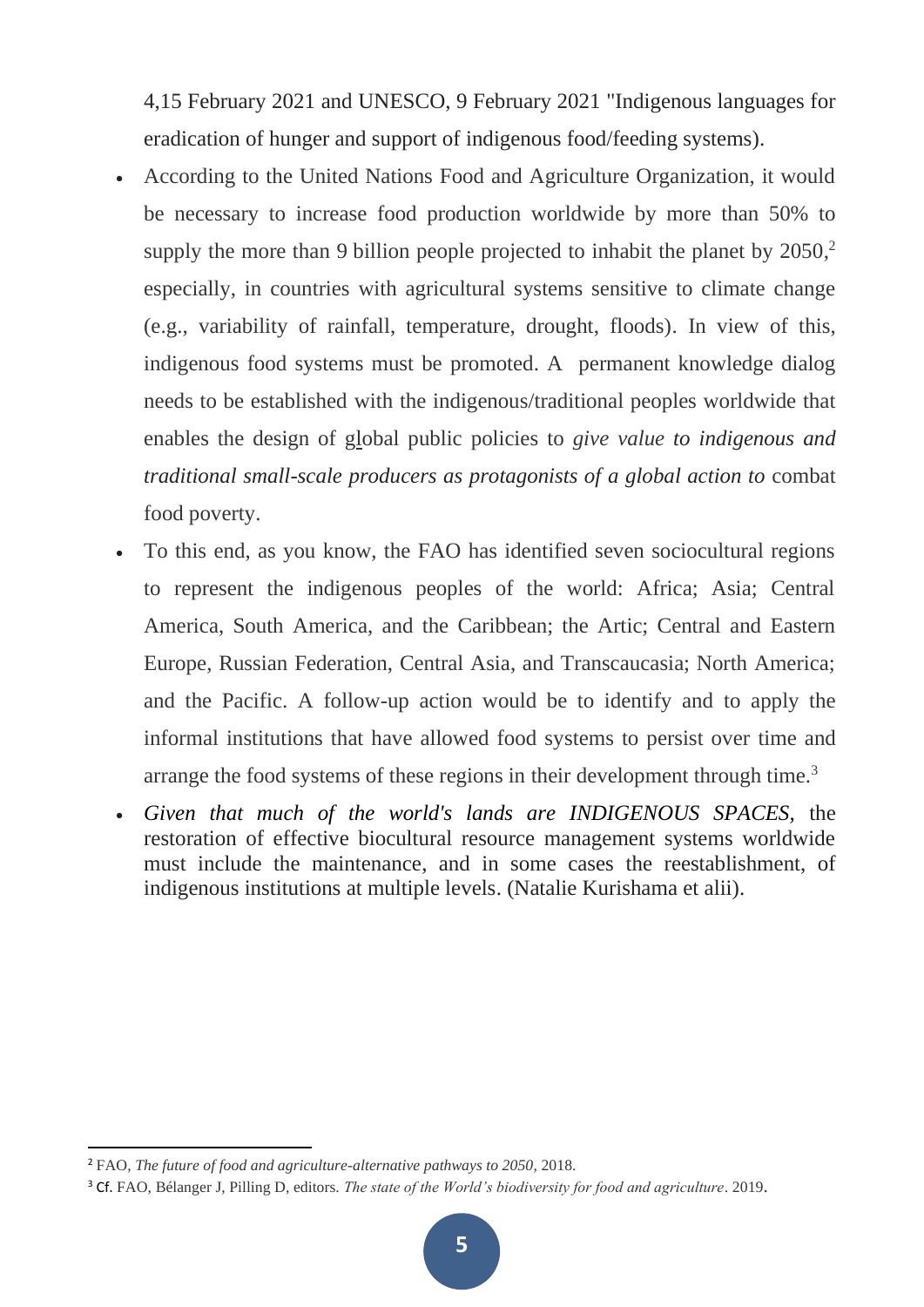4,15 February 2021 and UNESCO, 9 February 2021 "Indigenous languages for eradication of hunger and support of indigenous food/feeding systems).

- According to the United Nations Food and Agriculture Organization, it would be necessary to increase food production worldwide by more than 50% to supply the more than 9 billion people projected to inhabit the planet by 2050,[2] especially, in countries with agricultural systems sensitive to climate change (e.g., variability of rainfall, temperature, drought, floods). In view of this, indigenous food systems must be promoted. A permanent knowledge dialog needs to be established with the indigenous/traditional peoples worldwide that enables the design of global public policies to *give value to indigenous and traditional small-scale producers as protagonists of a global action to* combat food poverty.
- To this end, as you know, the FAO has identified seven sociocultural regions to represent the indigenous peoples of the world: Africa; Asia; Central America, South America, and the Caribbean; the Artic; Central and Eastern Europe, Russian Federation, Central Asia, and Transcaucasia; North America; and the Pacific. A follow-up action would be to identify and to apply the informal institutions that have allowed food systems to persist over time and arrange the food systems of these regions in their development through time.[3]
- *Given that much of the world's lands are INDIGENOUS SPACES,* the restoration of effective biocultural resource management systems worldwide must include the maintenance, and in some cases the reestablishment, of indigenous institutions at multiple levels. (Natalie Kurishama et alii).

---

[2] FAO, *The future of food and agriculture-alternative pathways to 2050*, 2018.

[3] Cf. FAO, Bélanger J, Pilling D, editors. *The state of the World's biodiversity for food and agriculture*. 2019.